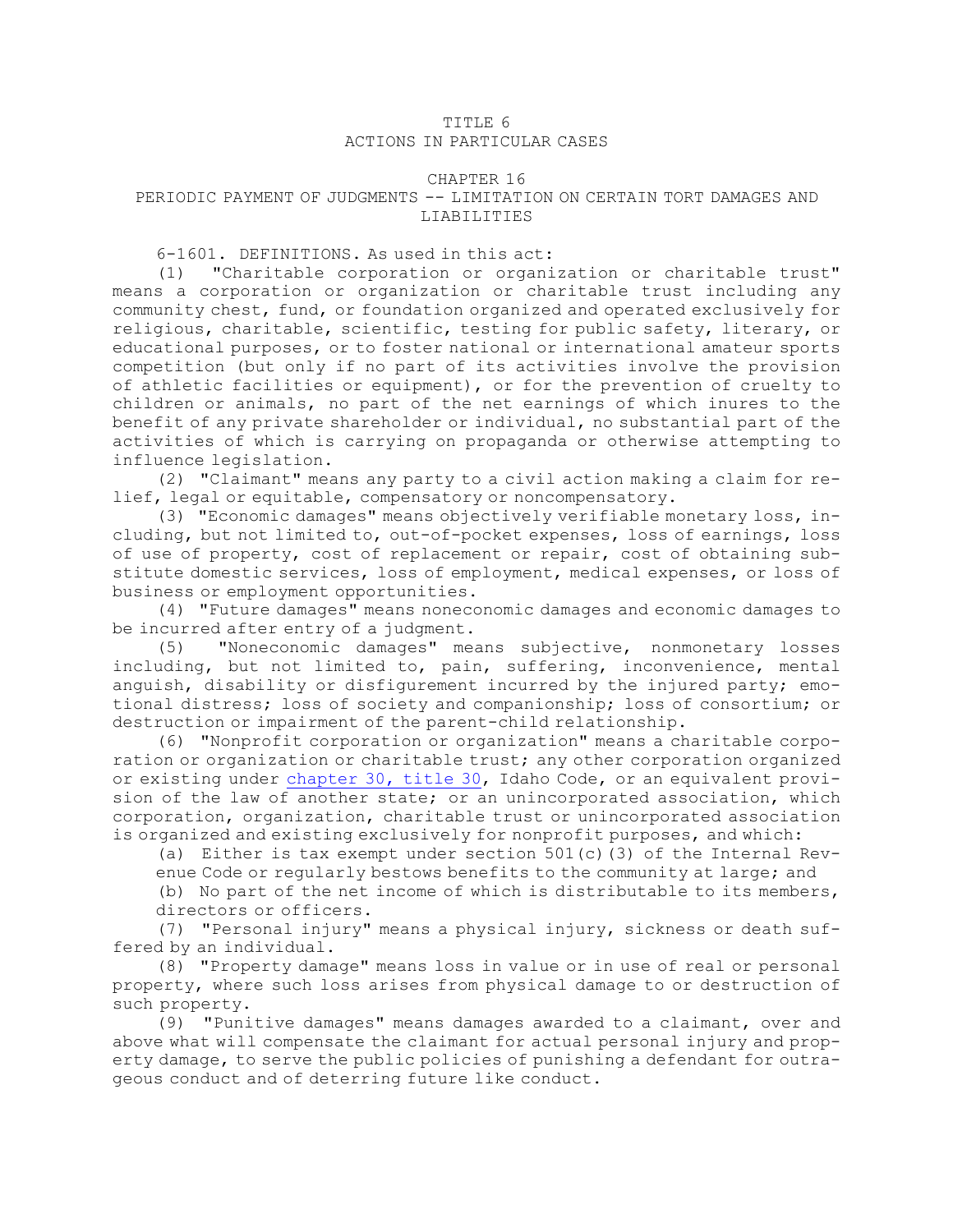# TITLE 6
# ACTIONS IN PARTICULAR CASES

## CHAPTER 16
## PERIODIC PAYMENT OF JUDGMENTS -- LIMITATION ON CERTAIN TORT DAMAGES AND LIABILITIES

6-1601. DEFINITIONS. As used in this act:

(1) "Charitable corporation or organization or charitable trust" means a corporation or organization or charitable trust including any community chest, fund, or foundation organized and operated exclusively for religious, charitable, scientific, testing for public safety, literary, or educational purposes, or to foster national or international amateur sports competition (but only if no part of its activities involve the provision of athletic facilities or equipment), or for the prevention of cruelty to children or animals, no part of the net earnings of which inures to the benefit of any private shareholder or individual, no substantial part of the activities of which is carrying on propaganda or otherwise attempting to influence legislation.

(2) "Claimant" means any party to a civil action making a claim for relief, legal or equitable, compensatory or noncompensatory.

(3) "Economic damages" means objectively verifiable monetary loss, including, but not limited to, out-of-pocket expenses, loss of earnings, loss of use of property, cost of replacement or repair, cost of obtaining substitute domestic services, loss of employment, medical expenses, or loss of business or employment opportunities.

(4) "Future damages" means noneconomic damages and economic damages to be incurred after entry of a judgment.

(5) "Noneconomic damages" means subjective, nonmonetary losses including, but not limited to, pain, suffering, inconvenience, mental anguish, disability or disfigurement incurred by the injured party; emotional distress; loss of society and companionship; loss of consortium; or destruction or impairment of the parent-child relationship.

(6) "Nonprofit corporation or organization" means a charitable corporation or organization or charitable trust; any other corporation organized or existing under chapter 30, title 30, Idaho Code, or an equivalent provision of the law of another state; or an unincorporated association, which corporation, organization, charitable trust or unincorporated association is organized and existing exclusively for nonprofit purposes, and which:

(a) Either is tax exempt under section 501(c)(3) of the Internal Revenue Code or regularly bestows benefits to the community at large; and

(b) No part of the net income of which is distributable to its members, directors or officers.

(7) "Personal injury" means a physical injury, sickness or death suffered by an individual.

(8) "Property damage" means loss in value or in use of real or personal property, where such loss arises from physical damage to or destruction of such property.

(9) "Punitive damages" means damages awarded to a claimant, over and above what will compensate the claimant for actual personal injury and property damage, to serve the public policies of punishing a defendant for outrageous conduct and of deterring future like conduct.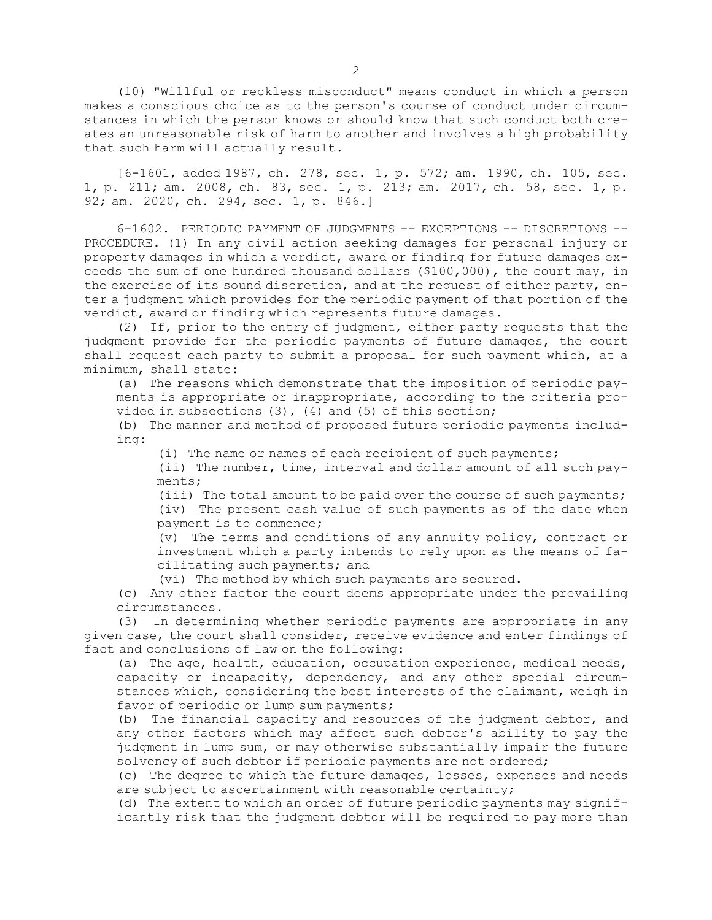(10) "Willful or reckless misconduct" means conduct in which a person makes a conscious choice as to the person's course of conduct under circumstances in which the person knows or should know that such conduct both creates an unreasonable risk of harm to another and involves a high probability that such harm will actually result.

[6-1601, added 1987, ch. 278, sec. 1, p. 572; am. 1990, ch. 105, sec. 1, p. 211; am. 2008, ch. 83, sec. 1, p. 213; am. 2017, ch. 58, sec. 1, p. 92; am. 2020, ch. 294, sec. 1, p. 846.]

6-1602. PERIODIC PAYMENT OF JUDGMENTS -- EXCEPTIONS -- DISCRETIONS -- PROCEDURE. (1) In any civil action seeking damages for personal injury or property damages in which a verdict, award or finding for future damages exceeds the sum of one hundred thousand dollars ($100,000), the court may, in the exercise of its sound discretion, and at the request of either party, enter a judgment which provides for the periodic payment of that portion of the verdict, award or finding which represents future damages.

(2) If, prior to the entry of judgment, either party requests that the judgment provide for the periodic payments of future damages, the court shall request each party to submit a proposal for such payment which, at a minimum, shall state:

(a) The reasons which demonstrate that the imposition of periodic payments is appropriate or inappropriate, according to the criteria provided in subsections (3), (4) and (5) of this section;

(b) The manner and method of proposed future periodic payments including:

(i) The name or names of each recipient of such payments;

(ii) The number, time, interval and dollar amount of all such payments;

(iii) The total amount to be paid over the course of such payments;

(iv) The present cash value of such payments as of the date when payment is to commence;

(v) The terms and conditions of any annuity policy, contract or investment which a party intends to rely upon as the means of facilitating such payments; and

(vi) The method by which such payments are secured.

(c) Any other factor the court deems appropriate under the prevailing circumstances.

(3) In determining whether periodic payments are appropriate in any given case, the court shall consider, receive evidence and enter findings of fact and conclusions of law on the following:

(a) The age, health, education, occupation experience, medical needs, capacity or incapacity, dependency, and any other special circumstances which, considering the best interests of the claimant, weigh in favor of periodic or lump sum payments;

(b) The financial capacity and resources of the judgment debtor, and any other factors which may affect such debtor's ability to pay the judgment in lump sum, or may otherwise substantially impair the future solvency of such debtor if periodic payments are not ordered;

(c) The degree to which the future damages, losses, expenses and needs are subject to ascertainment with reasonable certainty;

(d) The extent to which an order of future periodic payments may significantly risk that the judgment debtor will be required to pay more than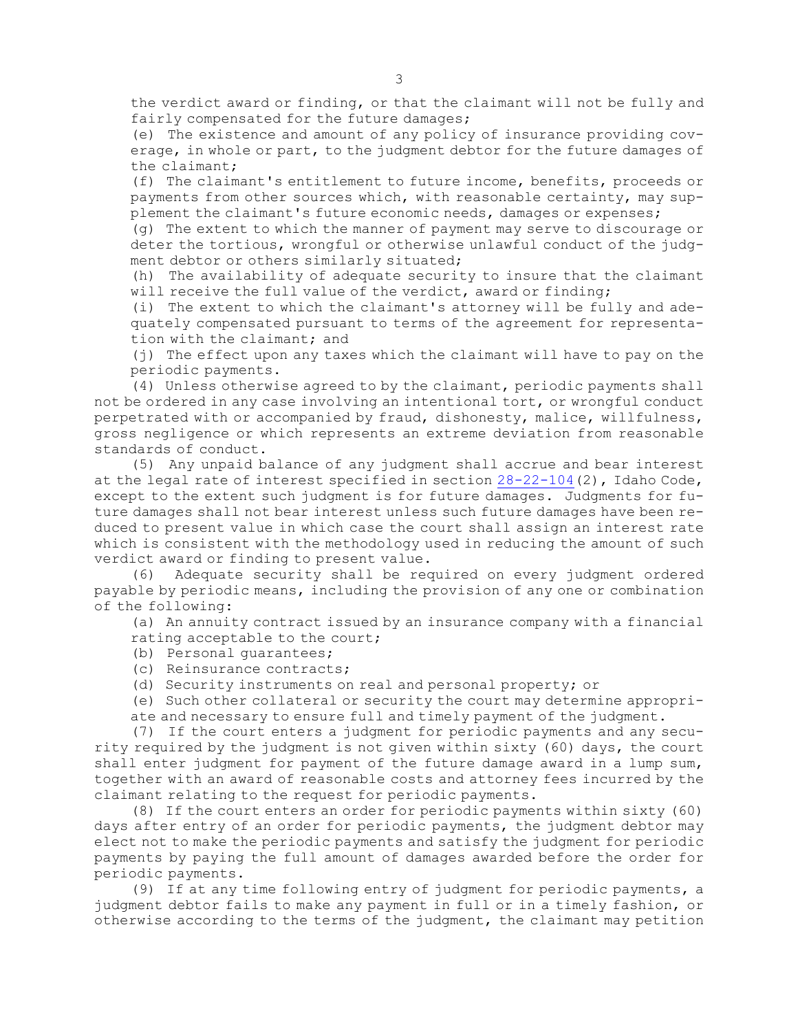the verdict award or finding, or that the claimant will not be fully and fairly compensated for the future damages;

(e) The existence and amount of any policy of insurance providing coverage, in whole or part, to the judgment debtor for the future damages of the claimant;

(f) The claimant's entitlement to future income, benefits, proceeds or payments from other sources which, with reasonable certainty, may supplement the claimant's future economic needs, damages or expenses;

(g) The extent to which the manner of payment may serve to discourage or deter the tortious, wrongful or otherwise unlawful conduct of the judgment debtor or others similarly situated;

(h) The availability of adequate security to insure that the claimant will receive the full value of the verdict, award or finding;

(i) The extent to which the claimant's attorney will be fully and adequately compensated pursuant to terms of the agreement for representation with the claimant; and

(j) The effect upon any taxes which the claimant will have to pay on the periodic payments.

(4) Unless otherwise agreed to by the claimant, periodic payments shall not be ordered in any case involving an intentional tort, or wrongful conduct perpetrated with or accompanied by fraud, dishonesty, malice, willfulness, gross negligence or which represents an extreme deviation from reasonable standards of conduct.

(5) Any unpaid balance of any judgment shall accrue and bear interest at the legal rate of interest specified in section 28-22-104(2), Idaho Code, except to the extent such judgment is for future damages. Judgments for future damages shall not bear interest unless such future damages have been reduced to present value in which case the court shall assign an interest rate which is consistent with the methodology used in reducing the amount of such verdict award or finding to present value.

(6) Adequate security shall be required on every judgment ordered payable by periodic means, including the provision of any one or combination of the following:

(a) An annuity contract issued by an insurance company with a financial rating acceptable to the court;

(b) Personal guarantees;

(c) Reinsurance contracts;

(d) Security instruments on real and personal property; or

(e) Such other collateral or security the court may determine appropriate and necessary to ensure full and timely payment of the judgment.

(7) If the court enters a judgment for periodic payments and any security required by the judgment is not given within sixty (60) days, the court shall enter judgment for payment of the future damage award in a lump sum, together with an award of reasonable costs and attorney fees incurred by the claimant relating to the request for periodic payments.

(8) If the court enters an order for periodic payments within sixty (60) days after entry of an order for periodic payments, the judgment debtor may elect not to make the periodic payments and satisfy the judgment for periodic payments by paying the full amount of damages awarded before the order for periodic payments.

(9) If at any time following entry of judgment for periodic payments, a judgment debtor fails to make any payment in full or in a timely fashion, or otherwise according to the terms of the judgment, the claimant may petition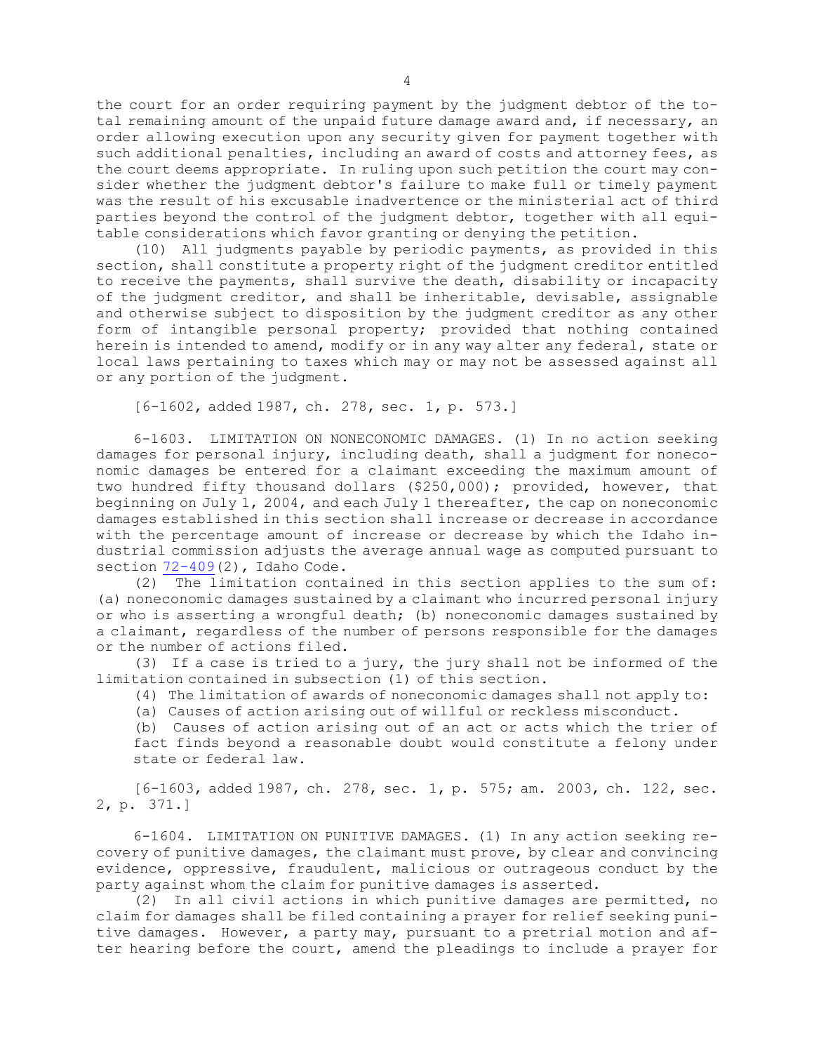the court for an order requiring payment by the judgment debtor of the total remaining amount of the unpaid future damage award and, if necessary, an order allowing execution upon any security given for payment together with such additional penalties, including an award of costs and attorney fees, as the court deems appropriate. In ruling upon such petition the court may consider whether the judgment debtor's failure to make full or timely payment was the result of his excusable inadvertence or the ministerial act of third parties beyond the control of the judgment debtor, together with all equitable considerations which favor granting or denying the petition.

(10) All judgments payable by periodic payments, as provided in this section, shall constitute a property right of the judgment creditor entitled to receive the payments, shall survive the death, disability or incapacity of the judgment creditor, and shall be inheritable, devisable, assignable and otherwise subject to disposition by the judgment creditor as any other form of intangible personal property; provided that nothing contained herein is intended to amend, modify or in any way alter any federal, state or local laws pertaining to taxes which may or may not be assessed against all or any portion of the judgment.

[6-1602, added 1987, ch. 278, sec. 1, p. 573.]

6-1603. LIMITATION ON NONECONOMIC DAMAGES. (1) In no action seeking damages for personal injury, including death, shall a judgment for noneconomic damages be entered for a claimant exceeding the maximum amount of two hundred fifty thousand dollars ($250,000); provided, however, that beginning on July 1, 2004, and each July 1 thereafter, the cap on noneconomic damages established in this section shall increase or decrease in accordance with the percentage amount of increase or decrease by which the Idaho industrial commission adjusts the average annual wage as computed pursuant to section 72-409(2), Idaho Code.

(2) The limitation contained in this section applies to the sum of: (a) noneconomic damages sustained by a claimant who incurred personal injury or who is asserting a wrongful death; (b) noneconomic damages sustained by a claimant, regardless of the number of persons responsible for the damages or the number of actions filed.

(3) If a case is tried to a jury, the jury shall not be informed of the limitation contained in subsection (1) of this section.

(4) The limitation of awards of noneconomic damages shall not apply to:

(a) Causes of action arising out of willful or reckless misconduct.

(b) Causes of action arising out of an act or acts which the trier of fact finds beyond a reasonable doubt would constitute a felony under state or federal law.

[6-1603, added 1987, ch. 278, sec. 1, p. 575; am. 2003, ch. 122, sec. 2, p. 371.]

6-1604. LIMITATION ON PUNITIVE DAMAGES. (1) In any action seeking recovery of punitive damages, the claimant must prove, by clear and convincing evidence, oppressive, fraudulent, malicious or outrageous conduct by the party against whom the claim for punitive damages is asserted.

(2) In all civil actions in which punitive damages are permitted, no claim for damages shall be filed containing a prayer for relief seeking punitive damages. However, a party may, pursuant to a pretrial motion and after hearing before the court, amend the pleadings to include a prayer for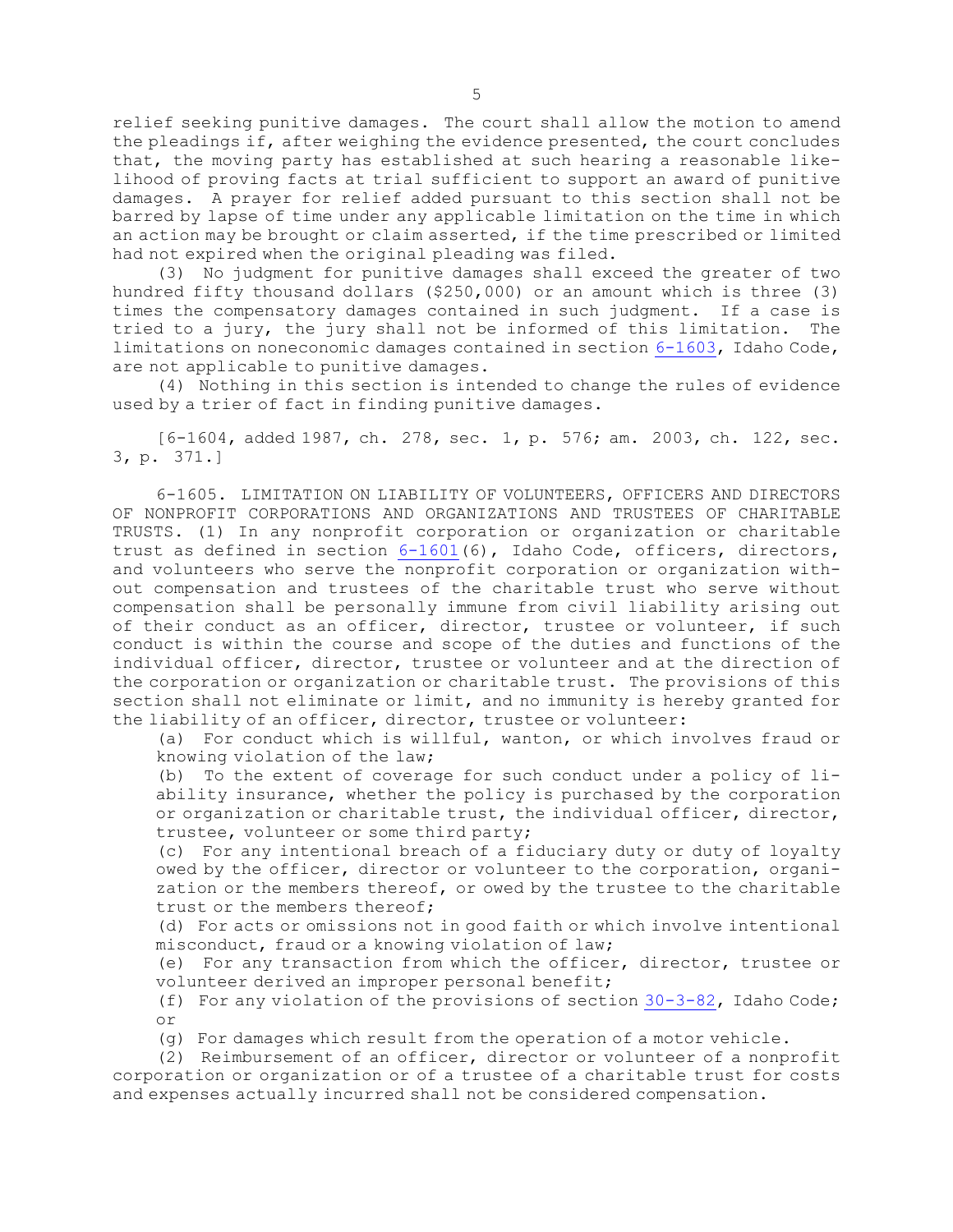relief seeking punitive damages. The court shall allow the motion to amend the pleadings if, after weighing the evidence presented, the court concludes that, the moving party has established at such hearing a reasonable likelihood of proving facts at trial sufficient to support an award of punitive damages. A prayer for relief added pursuant to this section shall not be barred by lapse of time under any applicable limitation on the time in which an action may be brought or claim asserted, if the time prescribed or limited had not expired when the original pleading was filed.

(3) No judgment for punitive damages shall exceed the greater of two hundred fifty thousand dollars ($250,000) or an amount which is three (3) times the compensatory damages contained in such judgment. If a case is tried to a jury, the jury shall not be informed of this limitation. The limitations on noneconomic damages contained in section 6-1603, Idaho Code, are not applicable to punitive damages.

(4) Nothing in this section is intended to change the rules of evidence used by a trier of fact in finding punitive damages.

[6-1604, added 1987, ch. 278, sec. 1, p. 576; am. 2003, ch. 122, sec. 3, p. 371.]

6-1605. LIMITATION ON LIABILITY OF VOLUNTEERS, OFFICERS AND DIRECTORS OF NONPROFIT CORPORATIONS AND ORGANIZATIONS AND TRUSTEES OF CHARITABLE TRUSTS. (1) In any nonprofit corporation or organization or charitable trust as defined in section 6-1601(6), Idaho Code, officers, directors, and volunteers who serve the nonprofit corporation or organization without compensation and trustees of the charitable trust who serve without compensation shall be personally immune from civil liability arising out of their conduct as an officer, director, trustee or volunteer, if such conduct is within the course and scope of the duties and functions of the individual officer, director, trustee or volunteer and at the direction of the corporation or organization or charitable trust. The provisions of this section shall not eliminate or limit, and no immunity is hereby granted for the liability of an officer, director, trustee or volunteer:

(a) For conduct which is willful, wanton, or which involves fraud or knowing violation of the law;

(b) To the extent of coverage for such conduct under a policy of liability insurance, whether the policy is purchased by the corporation or organization or charitable trust, the individual officer, director, trustee, volunteer or some third party;

(c) For any intentional breach of a fiduciary duty or duty of loyalty owed by the officer, director or volunteer to the corporation, organization or the members thereof, or owed by the trustee to the charitable trust or the members thereof;

(d) For acts or omissions not in good faith or which involve intentional misconduct, fraud or a knowing violation of law;

(e) For any transaction from which the officer, director, trustee or volunteer derived an improper personal benefit;

(f) For any violation of the provisions of section 30-3-82, Idaho Code; or

(g) For damages which result from the operation of a motor vehicle.

(2) Reimbursement of an officer, director or volunteer of a nonprofit corporation or organization or of a trustee of a charitable trust for costs and expenses actually incurred shall not be considered compensation.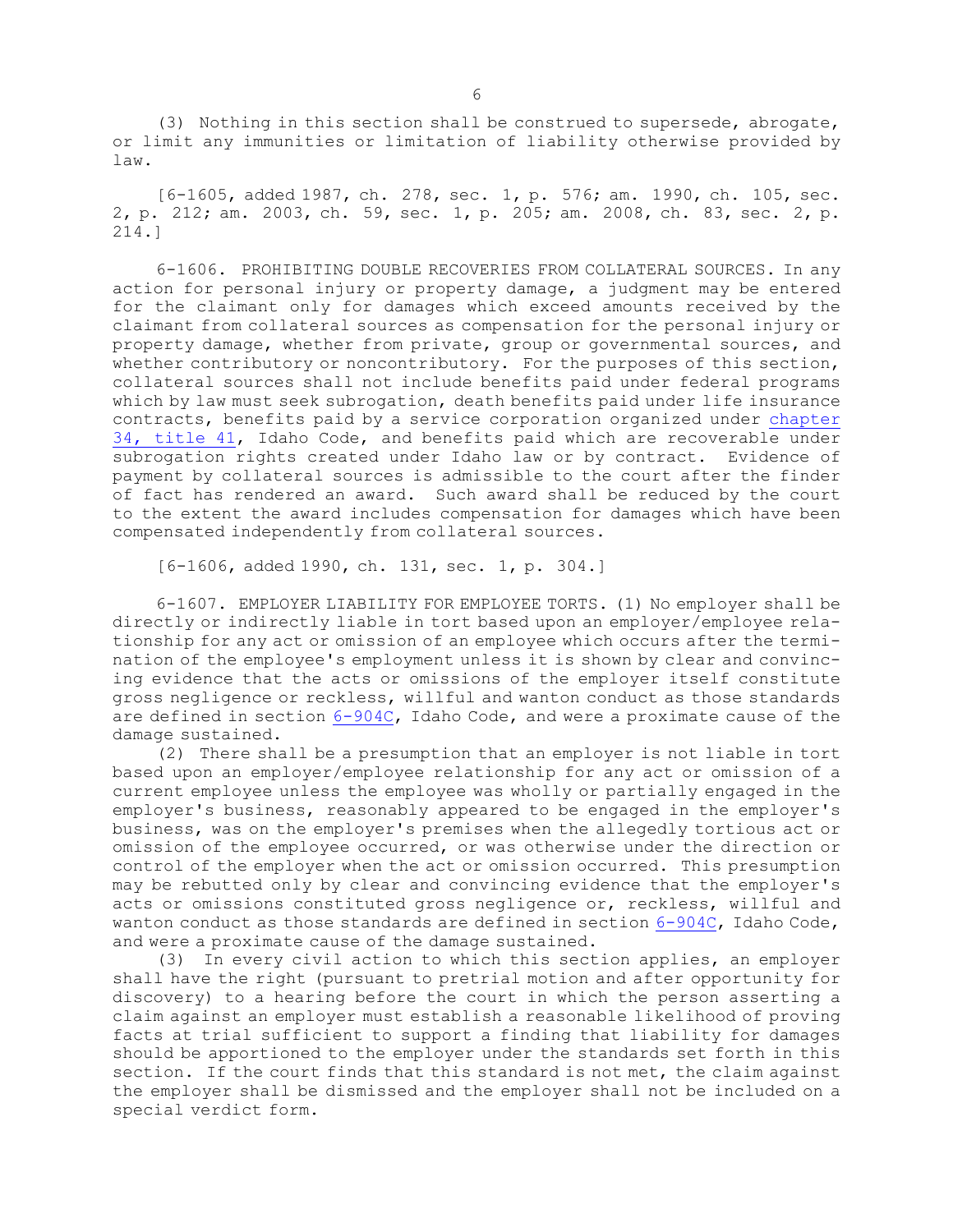(3) Nothing in this section shall be construed to supersede, abrogate, or limit any immunities or limitation of liability otherwise provided by law.

[6-1605, added 1987, ch. 278, sec. 1, p. 576; am. 1990, ch. 105, sec. 2, p. 212; am. 2003, ch. 59, sec. 1, p. 205; am. 2008, ch. 83, sec. 2, p. 214.]

6-1606. PROHIBITING DOUBLE RECOVERIES FROM COLLATERAL SOURCES. In any action for personal injury or property damage, a judgment may be entered for the claimant only for damages which exceed amounts received by the claimant from collateral sources as compensation for the personal injury or property damage, whether from private, group or governmental sources, and whether contributory or noncontributory. For the purposes of this section, collateral sources shall not include benefits paid under federal programs which by law must seek subrogation, death benefits paid under life insurance contracts, benefits paid by a service corporation organized under chapter 34, title 41, Idaho Code, and benefits paid which are recoverable under subrogation rights created under Idaho law or by contract. Evidence of payment by collateral sources is admissible to the court after the finder of fact has rendered an award. Such award shall be reduced by the court to the extent the award includes compensation for damages which have been compensated independently from collateral sources.

[6-1606, added 1990, ch. 131, sec. 1, p. 304.]

6-1607. EMPLOYER LIABILITY FOR EMPLOYEE TORTS. (1) No employer shall be directly or indirectly liable in tort based upon an employer/employee relationship for any act or omission of an employee which occurs after the termination of the employee's employment unless it is shown by clear and convincing evidence that the acts or omissions of the employer itself constitute gross negligence or reckless, willful and wanton conduct as those standards are defined in section 6-904C, Idaho Code, and were a proximate cause of the damage sustained.

(2) There shall be a presumption that an employer is not liable in tort based upon an employer/employee relationship for any act or omission of a current employee unless the employee was wholly or partially engaged in the employer's business, reasonably appeared to be engaged in the employer's business, was on the employer's premises when the allegedly tortious act or omission of the employee occurred, or was otherwise under the direction or control of the employer when the act or omission occurred. This presumption may be rebutted only by clear and convincing evidence that the employer's acts or omissions constituted gross negligence or, reckless, willful and wanton conduct as those standards are defined in section 6-904C, Idaho Code, and were a proximate cause of the damage sustained.

(3) In every civil action to which this section applies, an employer shall have the right (pursuant to pretrial motion and after opportunity for discovery) to a hearing before the court in which the person asserting a claim against an employer must establish a reasonable likelihood of proving facts at trial sufficient to support a finding that liability for damages should be apportioned to the employer under the standards set forth in this section. If the court finds that this standard is not met, the claim against the employer shall be dismissed and the employer shall not be included on a special verdict form.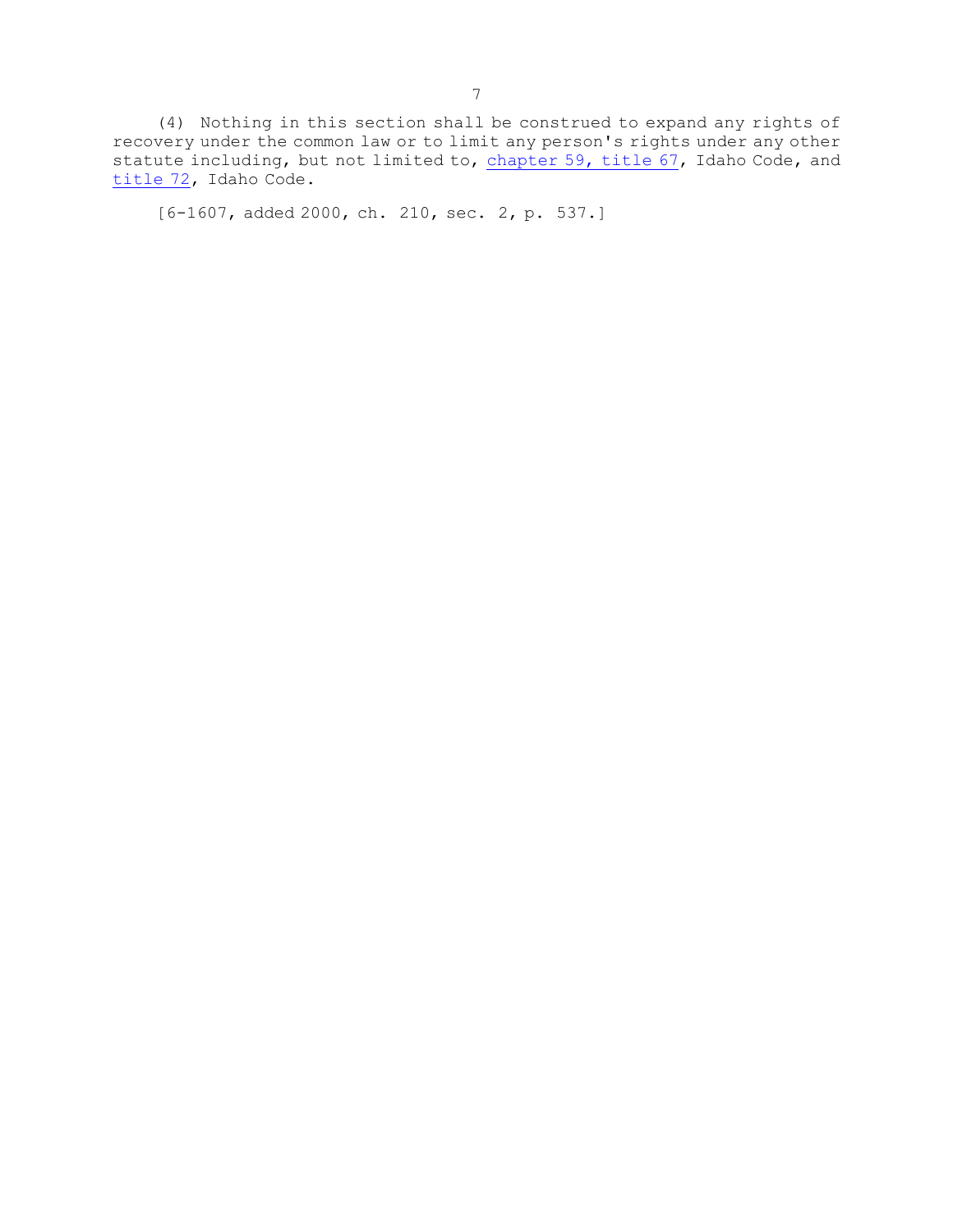(4) Nothing in this section shall be construed to expand any rights of recovery under the common law or to limit any person's rights under any other statute including, but not limited to, chapter 59, title 67, Idaho Code, and title 72, Idaho Code.

[6-1607, added 2000, ch. 210, sec. 2, p. 537.]